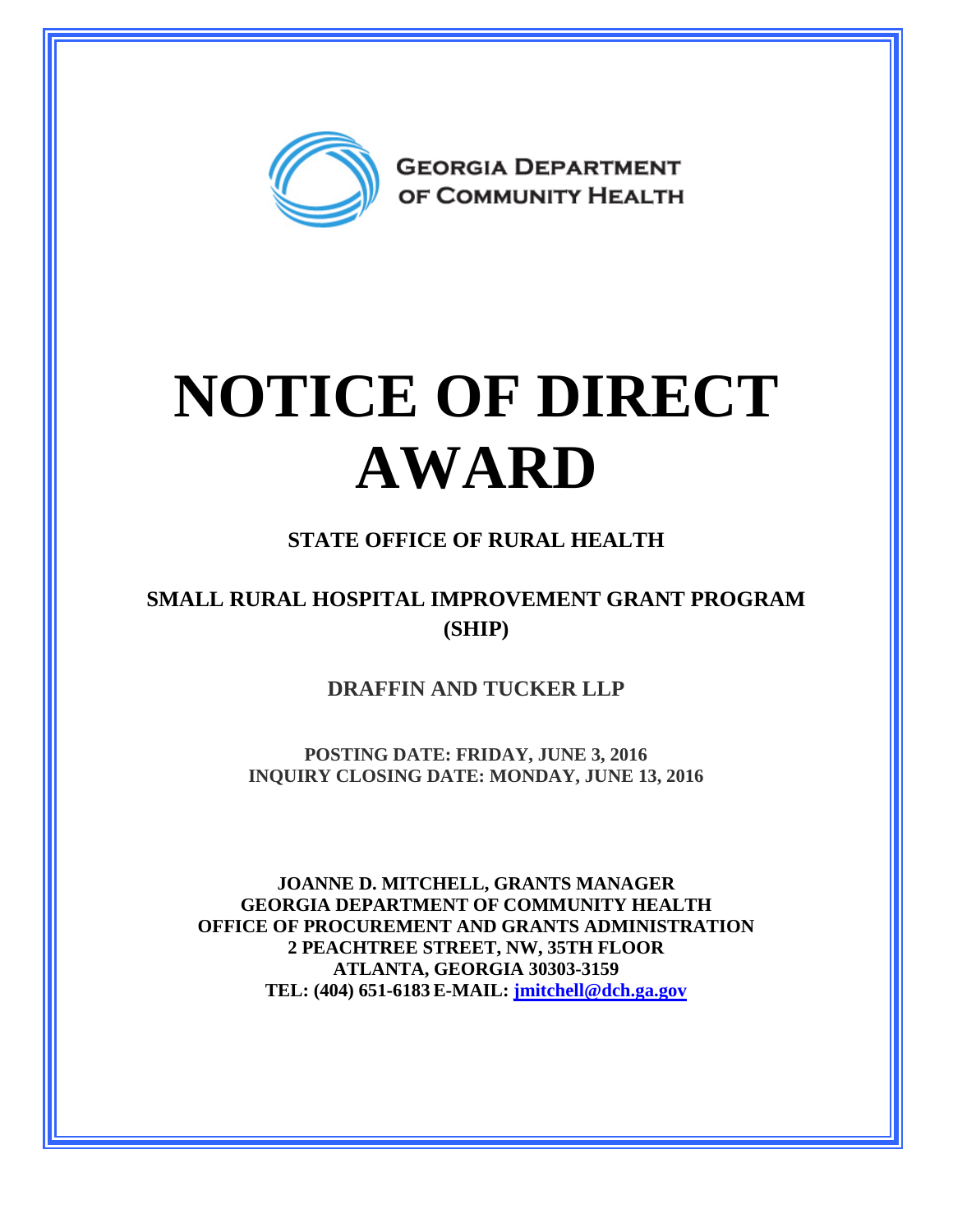GEORGIA DEPARTMENT OF COMMUNITY HEALTH

# NOTICE OF DIRECT AWARD

## STATE OFFICE OF RURAL HEALTH

## SMALL RURAL HOSPITAL IMPROVEMENT GRANT PROGRAM (SHIP)

## DRAFFIN AND TUCKER LLP

**POSTING DATE: FRIDAY, JUNE 3, 2016**
**INQUIRY CLOSING DATE: MONDAY, JUNE 13, 2016**

**JOANNE D. MITCHELL, GRANTS MANAGER**
**GEORGIA DEPARTMENT OF COMMUNITY HEALTH**
**OFFICE OF PROCUREMENT AND GRANTS ADMINISTRATION**
**2 PEACHTREE STREET, NW, 35TH FLOOR**
**ATLANTA, GEORGIA 30303-3159**
**TEL: (404) 651-6183 E-MAIL: jmitchell@dch.ga.gov**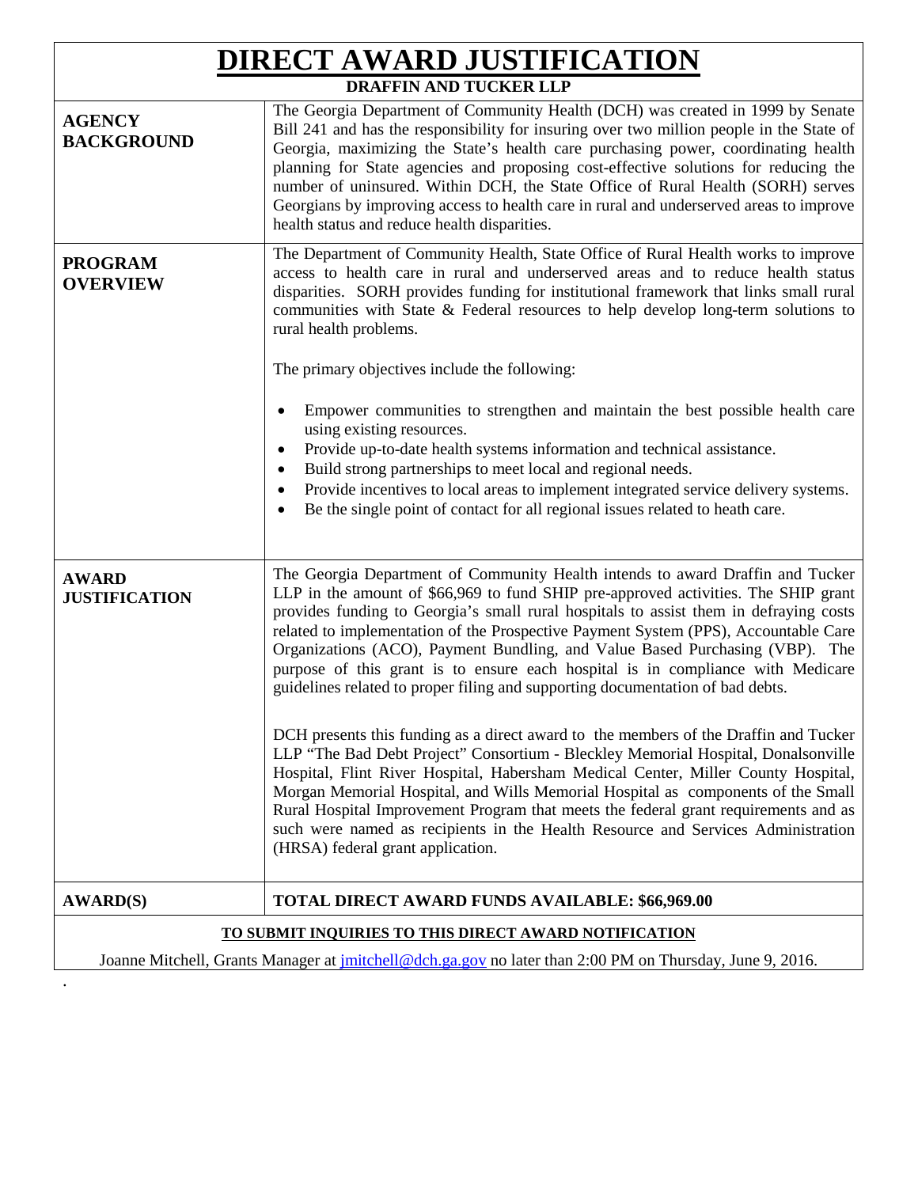# DIRECT AWARD JUSTIFICATION

**DRAFFIN AND TUCKER LLP**

| | |
|---|---|
| **AGENCY BACKGROUND** | The Georgia Department of Community Health (DCH) was created in 1999 by Senate Bill 241 and has the responsibility for insuring over two million people in the State of Georgia, maximizing the State's health care purchasing power, coordinating health planning for State agencies and proposing cost-effective solutions for reducing the number of uninsured. Within DCH, the State Office of Rural Health (SORH) serves Georgians by improving access to health care in rural and underserved areas to improve health status and reduce health disparities. |
| **PROGRAM OVERVIEW** | The Department of Community Health, State Office of Rural Health works to improve access to health care in rural and underserved areas and to reduce health status disparities. SORH provides funding for institutional framework that links small rural communities with State & Federal resources to help develop long-term solutions to rural health problems.<br><br>The primary objectives include the following:<br><br>• Empower communities to strengthen and maintain the best possible health care using existing resources.<br>• Provide up-to-date health systems information and technical assistance.<br>• Build strong partnerships to meet local and regional needs.<br>• Provide incentives to local areas to implement integrated service delivery systems.<br>• Be the single point of contact for all regional issues related to heath care. |
| **AWARD JUSTIFICATION** | The Georgia Department of Community Health intends to award Draffin and Tucker LLP in the amount of $66,969 to fund SHIP pre-approved activities. The SHIP grant provides funding to Georgia's small rural hospitals to assist them in defraying costs related to implementation of the Prospective Payment System (PPS), Accountable Care Organizations (ACO), Payment Bundling, and Value Based Purchasing (VBP). The purpose of this grant is to ensure each hospital is in compliance with Medicare guidelines related to proper filing and supporting documentation of bad debts.<br><br>DCH presents this funding as a direct award to the members of the Draffin and Tucker LLP "The Bad Debt Project" Consortium - Bleckley Memorial Hospital, Donalsonville Hospital, Flint River Hospital, Habersham Medical Center, Miller County Hospital, Morgan Memorial Hospital, and Wills Memorial Hospital as components of the Small Rural Hospital Improvement Program that meets the federal grant requirements and as such were named as recipients in the Health Resource and Services Administration (HRSA) federal grant application. |
| **AWARD(S)** | **TOTAL DIRECT AWARD FUNDS AVAILABLE: $66,969.00** |

**TO SUBMIT INQUIRIES TO THIS DIRECT AWARD NOTIFICATION**

Joanne Mitchell, Grants Manager at jmitchell@dch.ga.gov no later than 2:00 PM on Thursday, June 9, 2016.